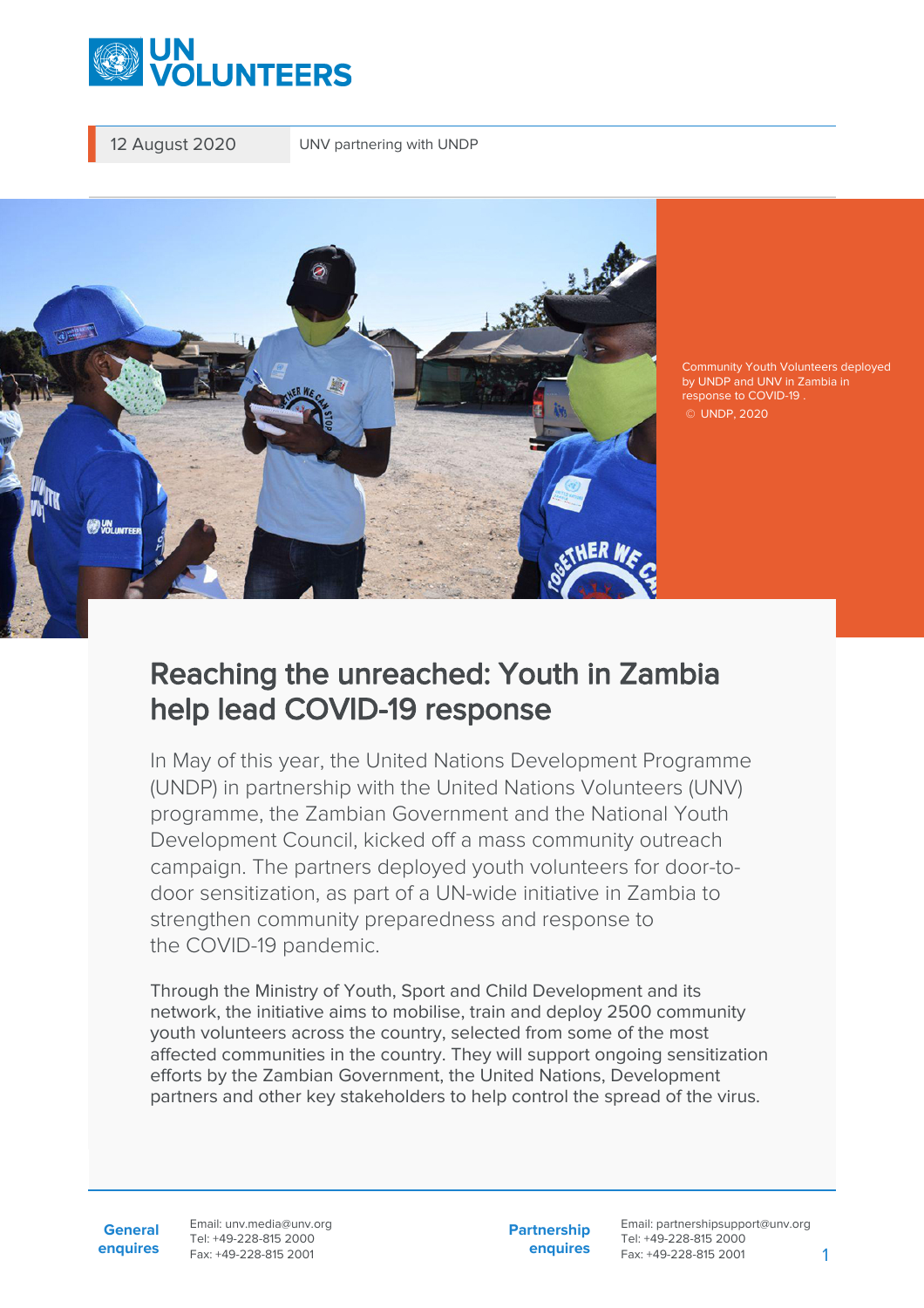12 August 2020 | UNV partnering with UNDP

Community Youth Volunteers deployed by UNDP and UNV in Zambia in response to COVID-19 .
© UNDP, 2020

# Reaching the unreached: Youth in Zambia help lead COVID-19 response

In May of this year, the United Nations Development Programme (UNDP) in partnership with the United Nations Volunteers (UNV) programme, the Zambian Government and the National Youth Development Council, kicked off a mass community outreach campaign. The partners deployed youth volunteers for door-to-door sensitization, as part of a UN-wide initiative in Zambia to strengthen community preparedness and response to the COVID-19 pandemic.

Through the Ministry of Youth, Sport and Child Development and its network, the initiative aims to mobilise, train and deploy 2500 community youth volunteers across the country, selected from some of the most affected communities in the country. They will support ongoing sensitization efforts by the Zambian Government, the United Nations, Development partners and other key stakeholders to help control the spread of the virus.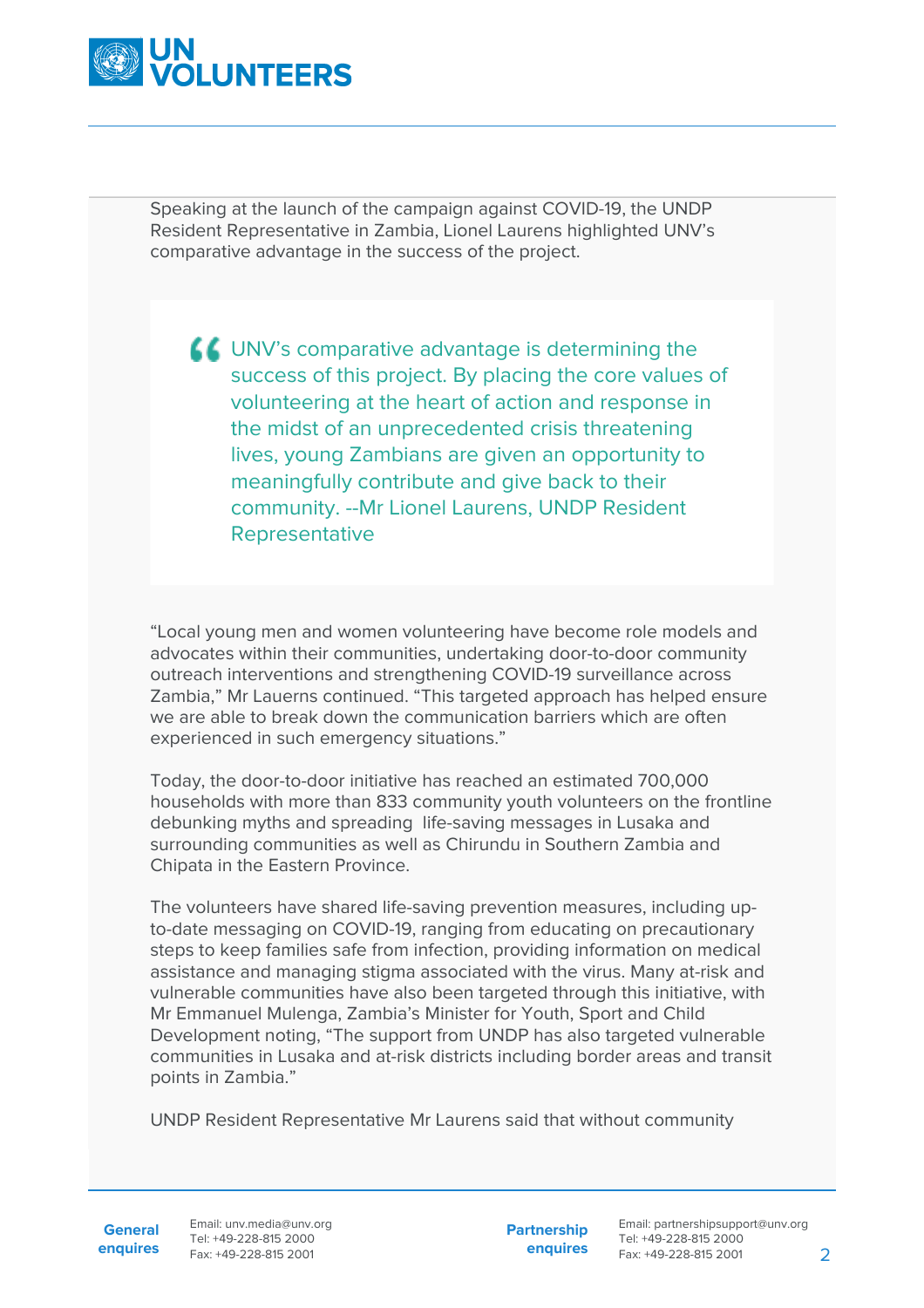Speaking at the launch of the campaign against COVID-19, the UNDP Resident Representative in Zambia, Lionel Laurens highlighted UNV's comparative advantage in the success of the project.

> UNV's comparative advantage is determining the success of this project. By placing the core values of volunteering at the heart of action and response in the midst of an unprecedented crisis threatening lives, young Zambians are given an opportunity to meaningfully contribute and give back to their community. --Mr Lionel Laurens, UNDP Resident Representative

"Local young men and women volunteering have become role models and advocates within their communities, undertaking door-to-door community outreach interventions and strengthening COVID-19 surveillance across Zambia," Mr Lauerns continued. "This targeted approach has helped ensure we are able to break down the communication barriers which are often experienced in such emergency situations."

Today, the door-to-door initiative has reached an estimated 700,000 households with more than 833 community youth volunteers on the frontline debunking myths and spreading life-saving messages in Lusaka and surrounding communities as well as Chirundu in Southern Zambia and Chipata in the Eastern Province.

The volunteers have shared life-saving prevention measures, including up-to-date messaging on COVID-19, ranging from educating on precautionary steps to keep families safe from infection, providing information on medical assistance and managing stigma associated with the virus. Many at-risk and vulnerable communities have also been targeted through this initiative, with Mr Emmanuel Mulenga, Zambia's Minister for Youth, Sport and Child Development noting, "The support from UNDP has also targeted vulnerable communities in Lusaka and at-risk districts including border areas and transit points in Zambia."

UNDP Resident Representative Mr Laurens said that without community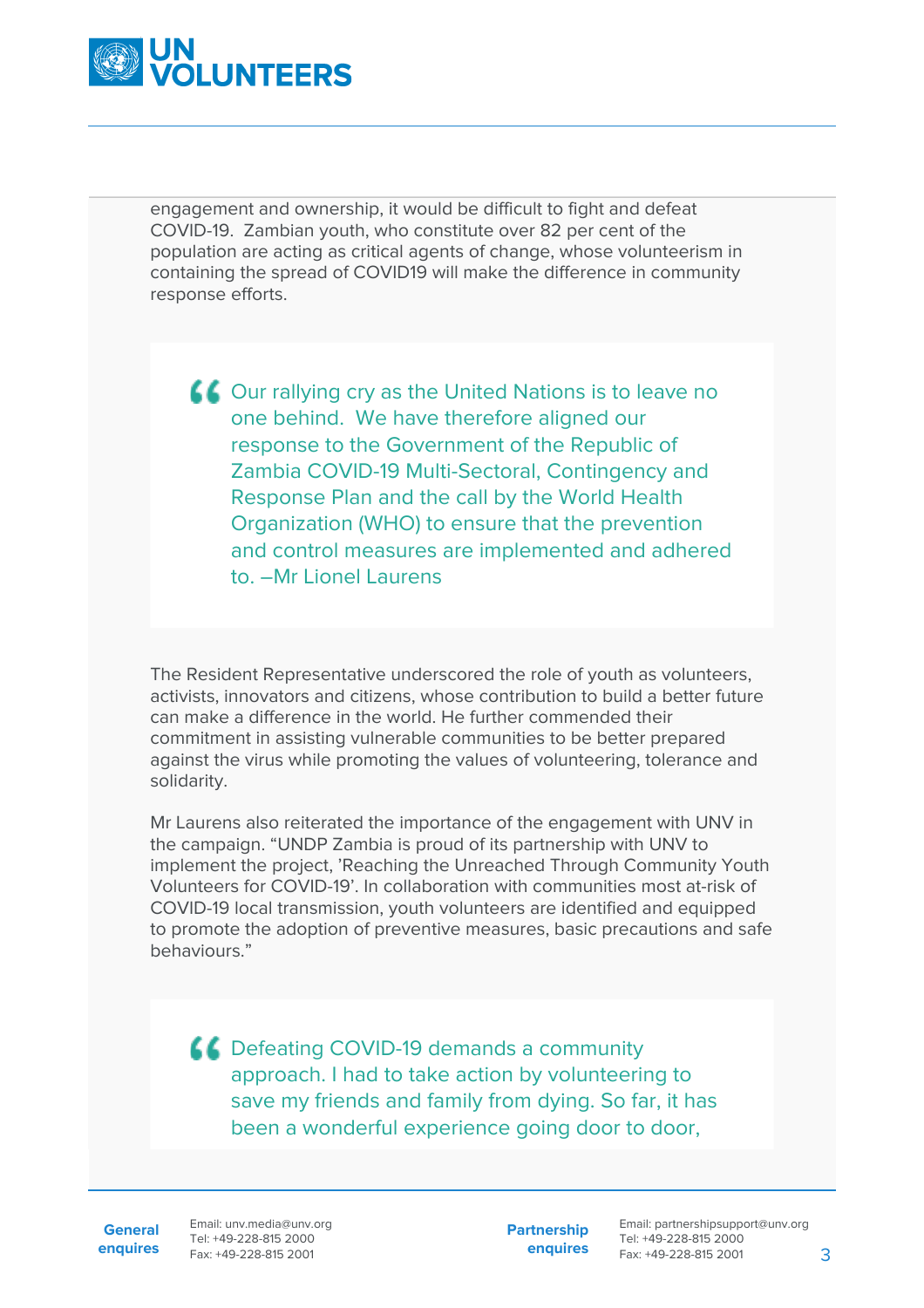engagement and ownership, it would be difficult to fight and defeat COVID-19. Zambian youth, who constitute over 82 per cent of the population are acting as critical agents of change, whose volunteerism in containing the spread of COVID19 will make the difference in community response efforts.

> Our rallying cry as the United Nations is to leave no one behind. We have therefore aligned our response to the Government of the Republic of Zambia COVID-19 Multi-Sectoral, Contingency and Response Plan and the call by the World Health Organization (WHO) to ensure that the prevention and control measures are implemented and adhered to. –Mr Lionel Laurens

The Resident Representative underscored the role of youth as volunteers, activists, innovators and citizens, whose contribution to build a better future can make a difference in the world. He further commended their commitment in assisting vulnerable communities to be better prepared against the virus while promoting the values of volunteering, tolerance and solidarity.

Mr Laurens also reiterated the importance of the engagement with UNV in the campaign. "UNDP Zambia is proud of its partnership with UNV to implement the project, 'Reaching the Unreached Through Community Youth Volunteers for COVID-19'. In collaboration with communities most at-risk of COVID-19 local transmission, youth volunteers are identified and equipped to promote the adoption of preventive measures, basic precautions and safe behaviours."

> Defeating COVID-19 demands a community approach. I had to take action by volunteering to save my friends and family from dying. So far, it has been a wonderful experience going door to door,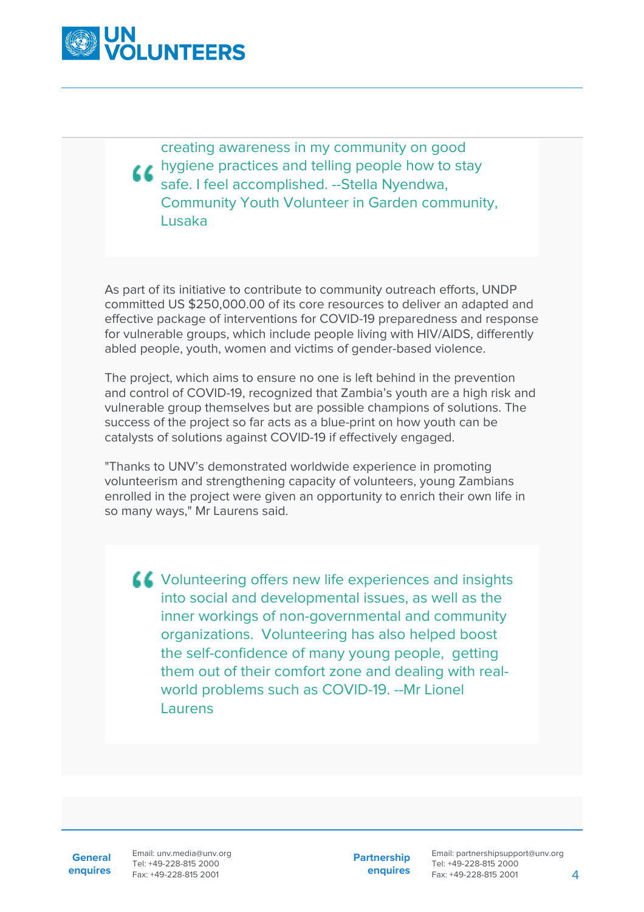> creating awareness in my community on good hygiene practices and telling people how to stay safe. I feel accomplished. --Stella Nyendwa, Community Youth Volunteer in Garden community, Lusaka

As part of its initiative to contribute to community outreach efforts, UNDP committed US $250,000.00 of its core resources to deliver an adapted and effective package of interventions for COVID-19 preparedness and response for vulnerable groups, which include people living with HIV/AIDS, differently abled people, youth, women and victims of gender-based violence.

The project, which aims to ensure no one is left behind in the prevention and control of COVID-19, recognized that Zambia's youth are a high risk and vulnerable group themselves but are possible champions of solutions. The success of the project so far acts as a blue-print on how youth can be catalysts of solutions against COVID-19 if effectively engaged.

"Thanks to UNV's demonstrated worldwide experience in promoting volunteerism and strengthening capacity of volunteers, young Zambians enrolled in the project were given an opportunity to enrich their own life in so many ways," Mr Laurens said.

> Volunteering offers new life experiences and insights into social and developmental issues, as well as the inner workings of non-governmental and community organizations. Volunteering has also helped boost the self-confidence of many young people, getting them out of their comfort zone and dealing with real-world problems such as COVID-19. --Mr Lionel Laurens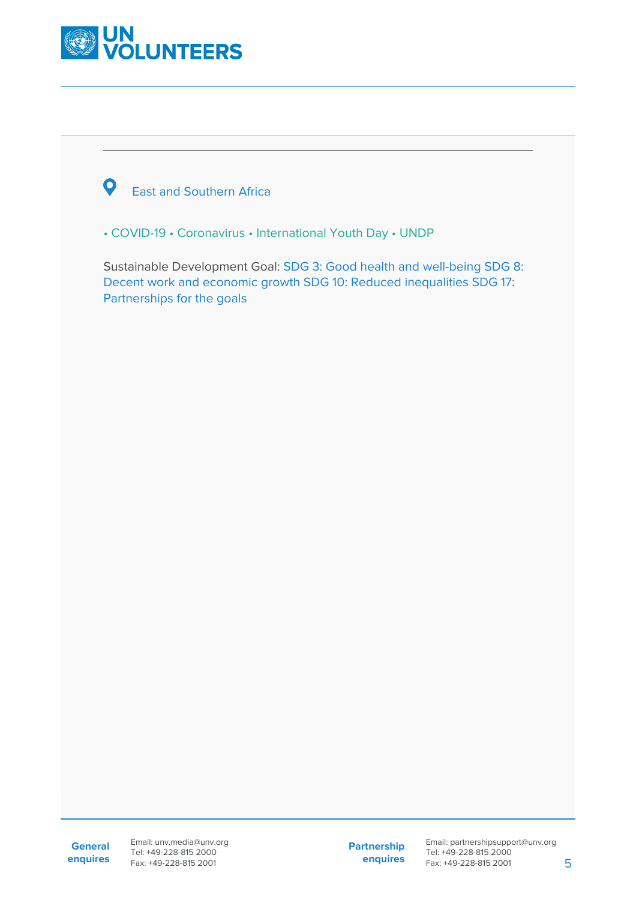East and Southern Africa

• COVID-19 • Coronavirus • International Youth Day • UNDP

Sustainable Development Goal: SDG 3: Good health and well-being SDG 8: Decent work and economic growth SDG 10: Reduced inequalities SDG 17: Partnerships for the goals